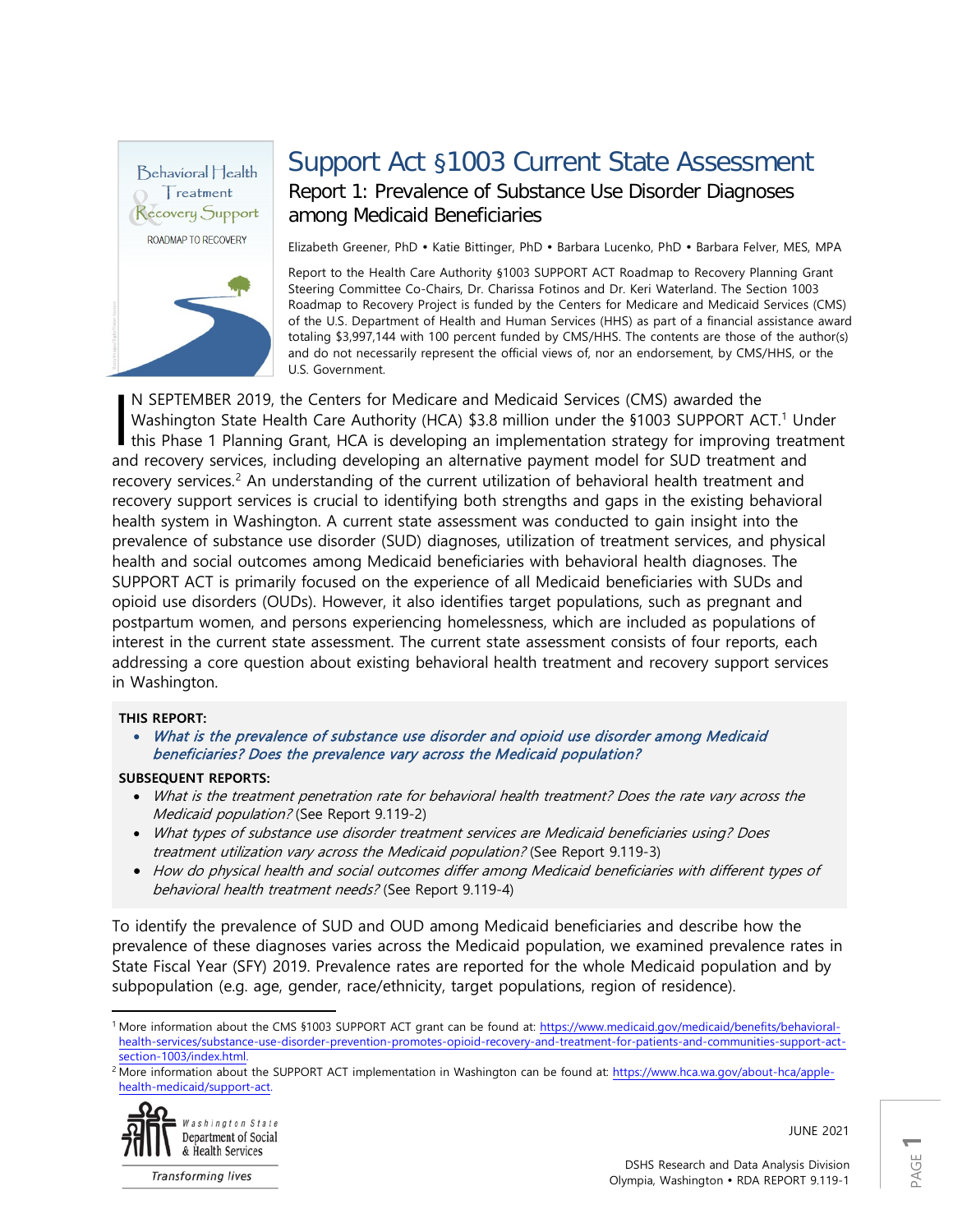# Support Act §1003 Current State Assessment

## Report 1: Prevalence of Substance Use Disorder Diagnoses among Medicaid Beneficiaries

Elizabeth Greener, PhD • Katie Bittinger, PhD • Barbara Lucenko, PhD • Barbara Felver, MES, MPA

Report to the Health Care Authority §1003 SUPPORT ACT Roadmap to Recovery Planning Grant Steering Committee Co-Chairs, Dr. Charissa Fotinos and Dr. Keri Waterland. The Section 1003 Roadmap to Recovery Project is funded by the Centers for Medicare and Medicaid Services (CMS) of the U.S. Department of Health and Human Services (HHS) as part of a financial assistance award totaling $3,997,144 with 100 percent funded by CMS/HHS. The contents are those of the author(s) and do not necessarily represent the official views of, nor an endorsement, by CMS/HHS, or the U.S. Government.

IN SEPTEMBER 2019, the Centers for Medicare and Medicaid Services (CMS) awarded the Washington State Health Care Authority (HCA) $3.8 million under the §1003 SUPPORT ACT.[1] Under this Phase 1 Planning Grant, HCA is developing an implementation strategy for improving treatment and recovery services, including developing an alternative payment model for SUD treatment and recovery services.[2] An understanding of the current utilization of behavioral health treatment and recovery support services is crucial to identifying both strengths and gaps in the existing behavioral health system in Washington. A current state assessment was conducted to gain insight into the prevalence of substance use disorder (SUD) diagnoses, utilization of treatment services, and physical health and social outcomes among Medicaid beneficiaries with behavioral health diagnoses. The SUPPORT ACT is primarily focused on the experience of all Medicaid beneficiaries with SUDs and opioid use disorders (OUDs). However, it also identifies target populations, such as pregnant and postpartum women, and persons experiencing homelessness, which are included as populations of interest in the current state assessment. The current state assessment consists of four reports, each addressing a core question about existing behavioral health treatment and recovery support services in Washington.

**THIS REPORT:**

- *What is the prevalence of substance use disorder and opioid use disorder among Medicaid beneficiaries? Does the prevalence vary across the Medicaid population?*

**SUBSEQUENT REPORTS:**

- *What is the treatment penetration rate for behavioral health treatment? Does the rate vary across the Medicaid population?* (See Report 9.119-2)
- *What types of substance use disorder treatment services are Medicaid beneficiaries using? Does treatment utilization vary across the Medicaid population?* (See Report 9.119-3)
- *How do physical health and social outcomes differ among Medicaid beneficiaries with different types of behavioral health treatment needs?* (See Report 9.119-4)

To identify the prevalence of SUD and OUD among Medicaid beneficiaries and describe how the prevalence of these diagnoses varies across the Medicaid population, we examined prevalence rates in State Fiscal Year (SFY) 2019. Prevalence rates are reported for the whole Medicaid population and by subpopulation (e.g. age, gender, race/ethnicity, target populations, region of residence).

[1] More information about the CMS §1003 SUPPORT ACT grant can be found at: https://www.medicaid.gov/medicaid/benefits/behavioral-health-services/substance-use-disorder-prevention-promotes-opioid-recovery-and-treatment-for-patients-and-communities-support-act-section-1003/index.html.

[2] More information about the SUPPORT ACT implementation in Washington can be found at: https://www.hca.wa.gov/about-hca/apple-health-medicaid/support-act.

JUNE 2021

DSHS Research and Data Analysis Division
Olympia, Washington • RDA REPORT 9.119-1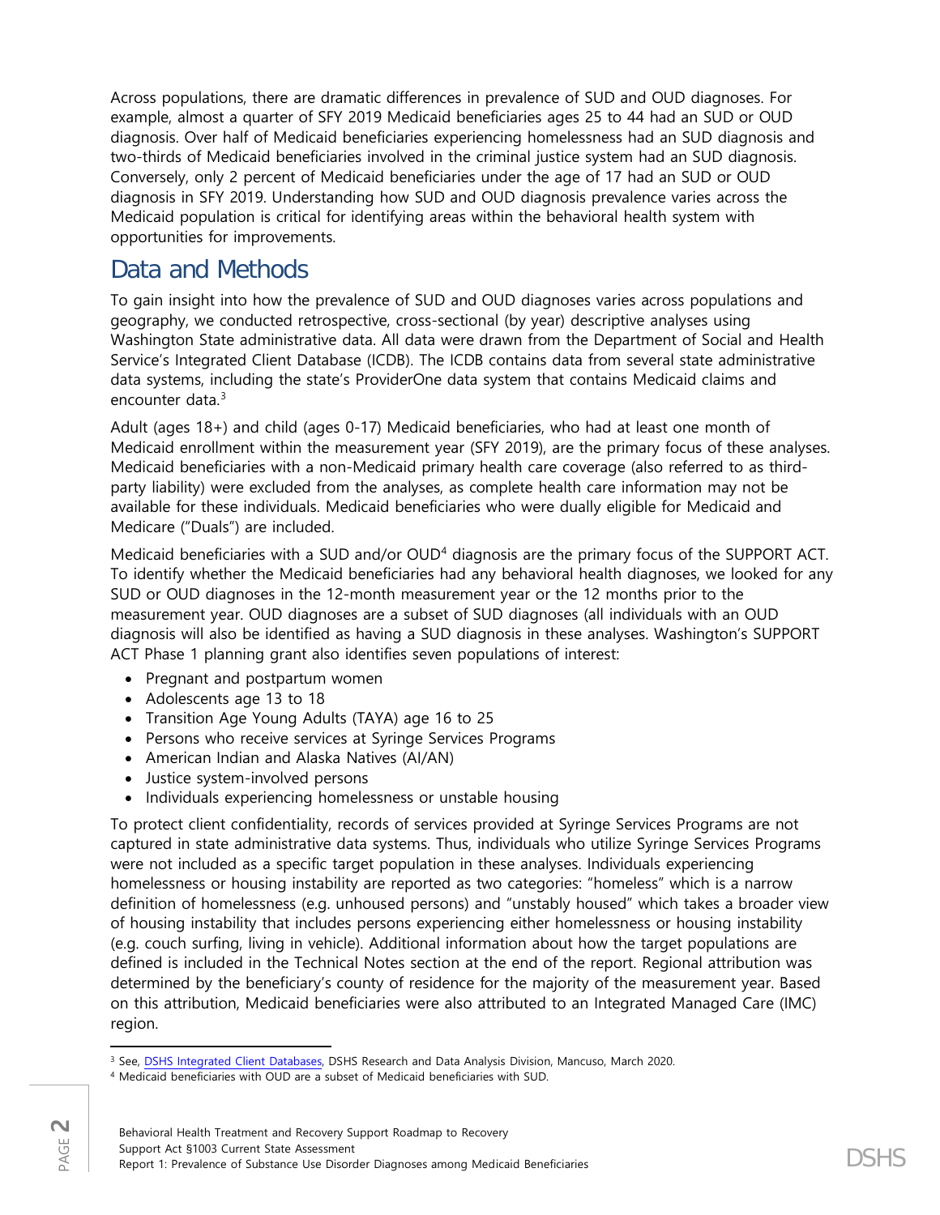Across populations, there are dramatic differences in prevalence of SUD and OUD diagnoses. For example, almost a quarter of SFY 2019 Medicaid beneficiaries ages 25 to 44 had an SUD or OUD diagnosis. Over half of Medicaid beneficiaries experiencing homelessness had an SUD diagnosis and two-thirds of Medicaid beneficiaries involved in the criminal justice system had an SUD diagnosis. Conversely, only 2 percent of Medicaid beneficiaries under the age of 17 had an SUD or OUD diagnosis in SFY 2019. Understanding how SUD and OUD diagnosis prevalence varies across the Medicaid population is critical for identifying areas within the behavioral health system with opportunities for improvements.

## Data and Methods

To gain insight into how the prevalence of SUD and OUD diagnoses varies across populations and geography, we conducted retrospective, cross-sectional (by year) descriptive analyses using Washington State administrative data. All data were drawn from the Department of Social and Health Service's Integrated Client Database (ICDB). The ICDB contains data from several state administrative data systems, including the state's ProviderOne data system that contains Medicaid claims and encounter data.[3]

Adult (ages 18+) and child (ages 0-17) Medicaid beneficiaries, who had at least one month of Medicaid enrollment within the measurement year (SFY 2019), are the primary focus of these analyses. Medicaid beneficiaries with a non-Medicaid primary health care coverage (also referred to as third-party liability) were excluded from the analyses, as complete health care information may not be available for these individuals. Medicaid beneficiaries who were dually eligible for Medicaid and Medicare ("Duals") are included.

Medicaid beneficiaries with a SUD and/or OUD[4] diagnosis are the primary focus of the SUPPORT ACT. To identify whether the Medicaid beneficiaries had any behavioral health diagnoses, we looked for any SUD or OUD diagnoses in the 12-month measurement year or the 12 months prior to the measurement year. OUD diagnoses are a subset of SUD diagnoses (all individuals with an OUD diagnosis will also be identified as having a SUD diagnosis in these analyses. Washington's SUPPORT ACT Phase 1 planning grant also identifies seven populations of interest:

- Pregnant and postpartum women
- Adolescents age 13 to 18
- Transition Age Young Adults (TAYA) age 16 to 25
- Persons who receive services at Syringe Services Programs
- American Indian and Alaska Natives (AI/AN)
- Justice system-involved persons
- Individuals experiencing homelessness or unstable housing

To protect client confidentiality, records of services provided at Syringe Services Programs are not captured in state administrative data systems. Thus, individuals who utilize Syringe Services Programs were not included as a specific target population in these analyses. Individuals experiencing homelessness or housing instability are reported as two categories: "homeless" which is a narrow definition of homelessness (e.g. unhoused persons) and "unstably housed" which takes a broader view of housing instability that includes persons experiencing either homelessness or housing instability (e.g. couch surfing, living in vehicle). Additional information about how the target populations are defined is included in the Technical Notes section at the end of the report. Regional attribution was determined by the beneficiary's county of residence for the majority of the measurement year. Based on this attribution, Medicaid beneficiaries were also attributed to an Integrated Managed Care (IMC) region.

---

[3] See, DSHS Integrated Client Databases, DSHS Research and Data Analysis Division, Mancuso, March 2020.

[4] Medicaid beneficiaries with OUD are a subset of Medicaid beneficiaries with SUD.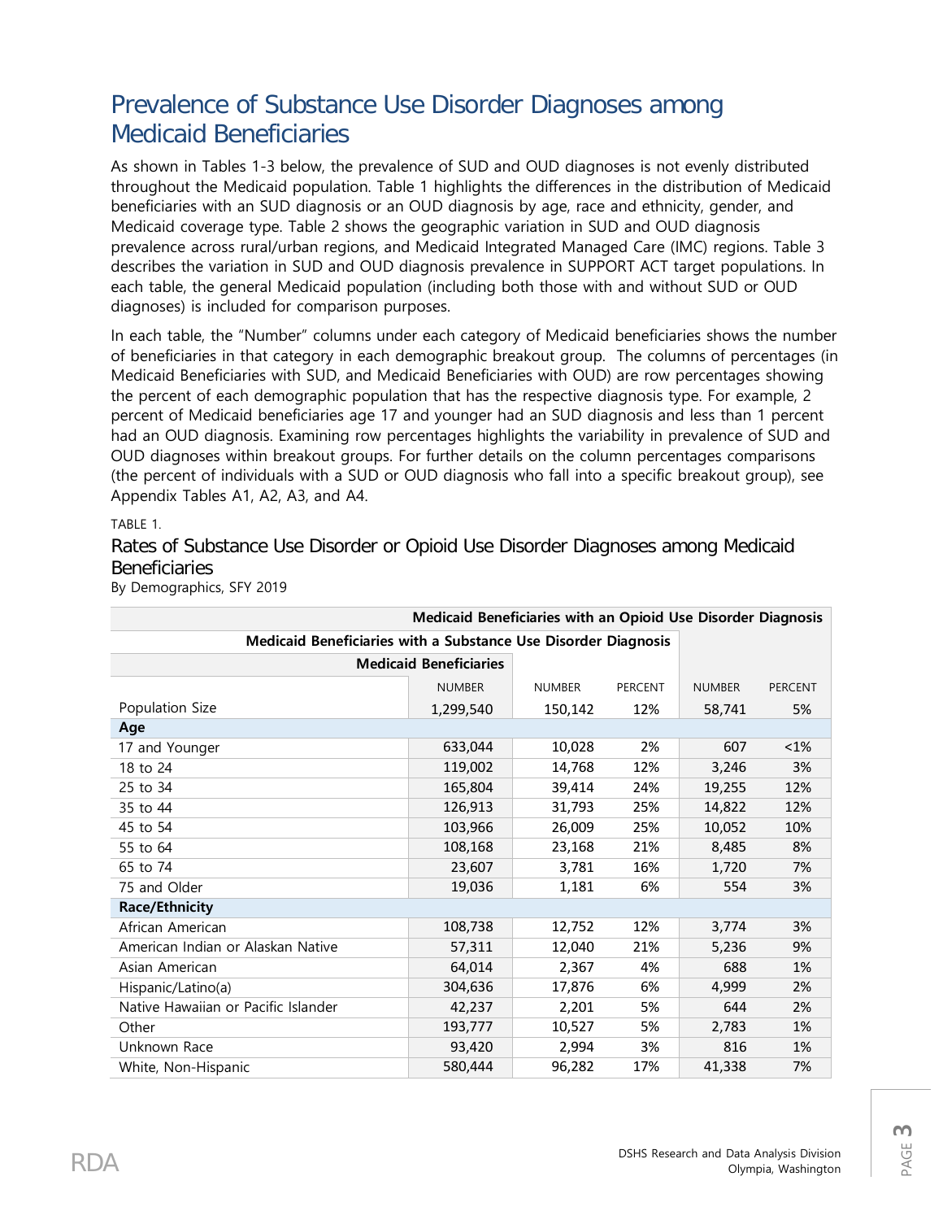# Prevalence of Substance Use Disorder Diagnoses among Medicaid Beneficiaries

As shown in Tables 1-3 below, the prevalence of SUD and OUD diagnoses is not evenly distributed throughout the Medicaid population. Table 1 highlights the differences in the distribution of Medicaid beneficiaries with an SUD diagnosis or an OUD diagnosis by age, race and ethnicity, gender, and Medicaid coverage type. Table 2 shows the geographic variation in SUD and OUD diagnosis prevalence across rural/urban regions, and Medicaid Integrated Managed Care (IMC) regions. Table 3 describes the variation in SUD and OUD diagnosis prevalence in SUPPORT ACT target populations. In each table, the general Medicaid population (including both those with and without SUD or OUD diagnoses) is included for comparison purposes.

In each table, the "Number" columns under each category of Medicaid beneficiaries shows the number of beneficiaries in that category in each demographic breakout group. The columns of percentages (in Medicaid Beneficiaries with SUD, and Medicaid Beneficiaries with OUD) are row percentages showing the percent of each demographic population that has the respective diagnosis type. For example, 2 percent of Medicaid beneficiaries age 17 and younger had an SUD diagnosis and less than 1 percent had an OUD diagnosis. Examining row percentages highlights the variability in prevalence of SUD and OUD diagnoses within breakout groups. For further details on the column percentages comparisons (the percent of individuals with a SUD or OUD diagnosis who fall into a specific breakout group), see Appendix Tables A1, A2, A3, and A4.

TABLE 1.

## Rates of Substance Use Disorder or Opioid Use Disorder Diagnoses among Medicaid Beneficiaries

By Demographics, SFY 2019

| | Medicaid Beneficiaries | Medicaid Beneficiaries with a Substance Use Disorder Diagnosis | | Medicaid Beneficiaries with an Opioid Use Disorder Diagnosis | |
|---|---|---|---|---|---|
| | NUMBER | NUMBER | PERCENT | NUMBER | PERCENT |
| Population Size | 1,299,540 | 150,142 | 12% | 58,741 | 5% |
| **Age** | | | | | |
| 17 and Younger | 633,044 | 10,028 | 2% | 607 | <1% |
| 18 to 24 | 119,002 | 14,768 | 12% | 3,246 | 3% |
| 25 to 34 | 165,804 | 39,414 | 24% | 19,255 | 12% |
| 35 to 44 | 126,913 | 31,793 | 25% | 14,822 | 12% |
| 45 to 54 | 103,966 | 26,009 | 25% | 10,052 | 10% |
| 55 to 64 | 108,168 | 23,168 | 21% | 8,485 | 8% |
| 65 to 74 | 23,607 | 3,781 | 16% | 1,720 | 7% |
| 75 and Older | 19,036 | 1,181 | 6% | 554 | 3% |
| **Race/Ethnicity** | | | | | |
| African American | 108,738 | 12,752 | 12% | 3,774 | 3% |
| American Indian or Alaskan Native | 57,311 | 12,040 | 21% | 5,236 | 9% |
| Asian American | 64,014 | 2,367 | 4% | 688 | 1% |
| Hispanic/Latino(a) | 304,636 | 17,876 | 6% | 4,999 | 2% |
| Native Hawaiian or Pacific Islander | 42,237 | 2,201 | 5% | 644 | 2% |
| Other | 193,777 | 10,527 | 5% | 2,783 | 1% |
| Unknown Race | 93,420 | 2,994 | 3% | 816 | 1% |
| White, Non-Hispanic | 580,444 | 96,282 | 17% | 41,338 | 7% |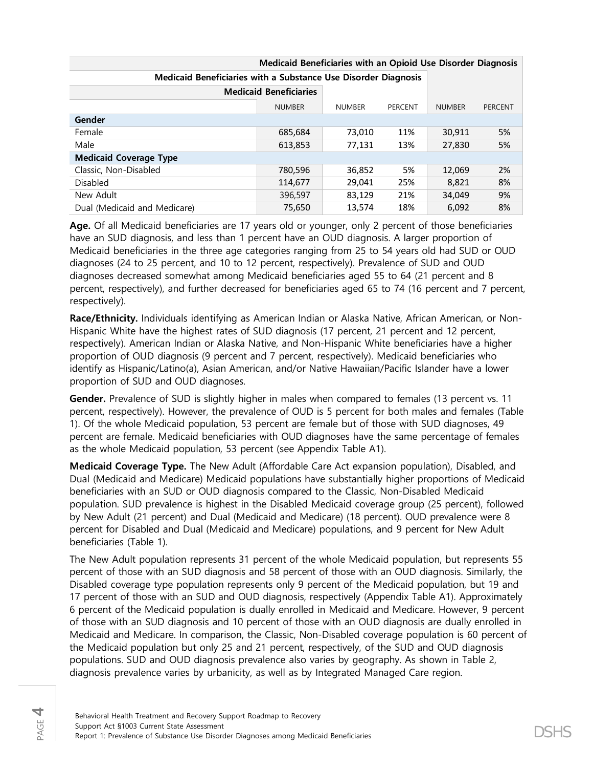| | Medicaid Beneficiaries | Medicaid Beneficiaries with a Substance Use Disorder Diagnosis | | Medicaid Beneficiaries with an Opioid Use Disorder Diagnosis | |
|---|---|---|---|---|---|
| | NUMBER | NUMBER | PERCENT | NUMBER | PERCENT |
| **Gender** | | | | | |
| Female | 685,684 | 73,010 | 11% | 30,911 | 5% |
| Male | 613,853 | 77,131 | 13% | 27,830 | 5% |
| **Medicaid Coverage Type** | | | | | |
| Classic, Non-Disabled | 780,596 | 36,852 | 5% | 12,069 | 2% |
| Disabled | 114,677 | 29,041 | 25% | 8,821 | 8% |
| New Adult | 396,597 | 83,129 | 21% | 34,049 | 9% |
| Dual (Medicaid and Medicare) | 75,650 | 13,574 | 18% | 6,092 | 8% |

**Age.** Of all Medicaid beneficiaries are 17 years old or younger, only 2 percent of those beneficiaries have an SUD diagnosis, and less than 1 percent have an OUD diagnosis. A larger proportion of Medicaid beneficiaries in the three age categories ranging from 25 to 54 years old had SUD or OUD diagnoses (24 to 25 percent, and 10 to 12 percent, respectively). Prevalence of SUD and OUD diagnoses decreased somewhat among Medicaid beneficiaries aged 55 to 64 (21 percent and 8 percent, respectively), and further decreased for beneficiaries aged 65 to 74 (16 percent and 7 percent, respectively).

**Race/Ethnicity.** Individuals identifying as American Indian or Alaska Native, African American, or Non-Hispanic White have the highest rates of SUD diagnosis (17 percent, 21 percent and 12 percent, respectively). American Indian or Alaska Native, and Non-Hispanic White beneficiaries have a higher proportion of OUD diagnosis (9 percent and 7 percent, respectively). Medicaid beneficiaries who identify as Hispanic/Latino(a), Asian American, and/or Native Hawaiian/Pacific Islander have a lower proportion of SUD and OUD diagnoses.

**Gender.** Prevalence of SUD is slightly higher in males when compared to females (13 percent vs. 11 percent, respectively). However, the prevalence of OUD is 5 percent for both males and females (Table 1). Of the whole Medicaid population, 53 percent are female but of those with SUD diagnoses, 49 percent are female. Medicaid beneficiaries with OUD diagnoses have the same percentage of females as the whole Medicaid population, 53 percent (see Appendix Table A1).

**Medicaid Coverage Type.** The New Adult (Affordable Care Act expansion population), Disabled, and Dual (Medicaid and Medicare) Medicaid populations have substantially higher proportions of Medicaid beneficiaries with an SUD or OUD diagnosis compared to the Classic, Non-Disabled Medicaid population. SUD prevalence is highest in the Disabled Medicaid coverage group (25 percent), followed by New Adult (21 percent) and Dual (Medicaid and Medicare) (18 percent). OUD prevalence were 8 percent for Disabled and Dual (Medicaid and Medicare) populations, and 9 percent for New Adult beneficiaries (Table 1).

The New Adult population represents 31 percent of the whole Medicaid population, but represents 55 percent of those with an SUD diagnosis and 58 percent of those with an OUD diagnosis. Similarly, the Disabled coverage type population represents only 9 percent of the Medicaid population, but 19 and 17 percent of those with an SUD and OUD diagnosis, respectively (Appendix Table A1). Approximately 6 percent of the Medicaid population is dually enrolled in Medicaid and Medicare. However, 9 percent of those with an SUD diagnosis and 10 percent of those with an OUD diagnosis are dually enrolled in Medicaid and Medicare. In comparison, the Classic, Non-Disabled coverage population is 60 percent of the Medicaid population but only 25 and 21 percent, respectively, of the SUD and OUD diagnosis populations. SUD and OUD diagnosis prevalence also varies by geography. As shown in Table 2, diagnosis prevalence varies by urbanicity, as well as by Integrated Managed Care region.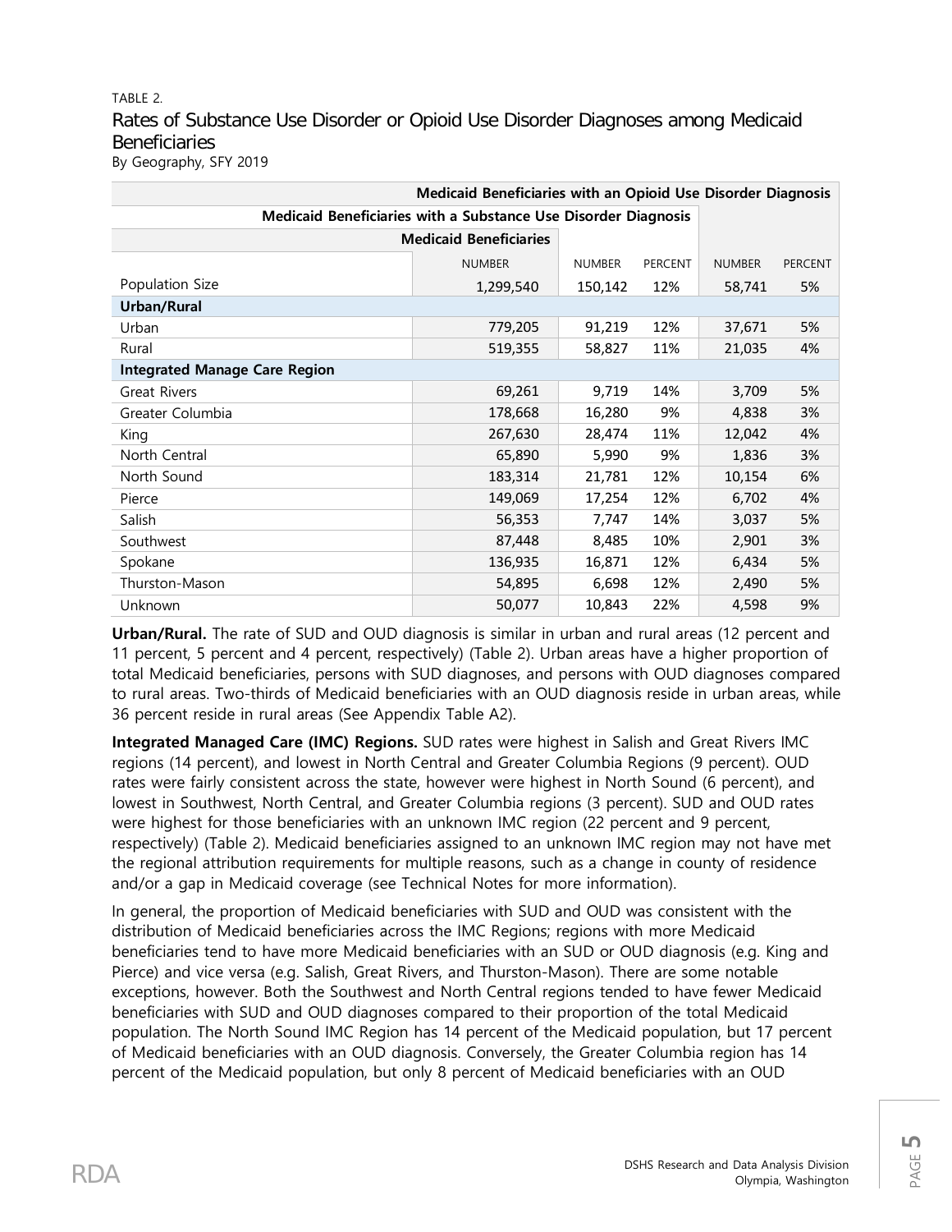TABLE 2.

## Rates of Substance Use Disorder or Opioid Use Disorder Diagnoses among Medicaid Beneficiaries

By Geography, SFY 2019

| | Medicaid Beneficiaries | Medicaid Beneficiaries with a Substance Use Disorder Diagnosis | | Medicaid Beneficiaries with an Opioid Use Disorder Diagnosis | |
|---|---|---|---|---|---|
| | NUMBER | NUMBER | PERCENT | NUMBER | PERCENT |
| Population Size | 1,299,540 | 150,142 | 12% | 58,741 | 5% |
| **Urban/Rural** | | | | | |
| Urban | 779,205 | 91,219 | 12% | 37,671 | 5% |
| Rural | 519,355 | 58,827 | 11% | 21,035 | 4% |
| **Integrated Manage Care Region** | | | | | |
| Great Rivers | 69,261 | 9,719 | 14% | 3,709 | 5% |
| Greater Columbia | 178,668 | 16,280 | 9% | 4,838 | 3% |
| King | 267,630 | 28,474 | 11% | 12,042 | 4% |
| North Central | 65,890 | 5,990 | 9% | 1,836 | 3% |
| North Sound | 183,314 | 21,781 | 12% | 10,154 | 6% |
| Pierce | 149,069 | 17,254 | 12% | 6,702 | 4% |
| Salish | 56,353 | 7,747 | 14% | 3,037 | 5% |
| Southwest | 87,448 | 8,485 | 10% | 2,901 | 3% |
| Spokane | 136,935 | 16,871 | 12% | 6,434 | 5% |
| Thurston-Mason | 54,895 | 6,698 | 12% | 2,490 | 5% |
| Unknown | 50,077 | 10,843 | 22% | 4,598 | 9% |

**Urban/Rural.** The rate of SUD and OUD diagnosis is similar in urban and rural areas (12 percent and 11 percent, 5 percent and 4 percent, respectively) (Table 2). Urban areas have a higher proportion of total Medicaid beneficiaries, persons with SUD diagnoses, and persons with OUD diagnoses compared to rural areas. Two-thirds of Medicaid beneficiaries with an OUD diagnosis reside in urban areas, while 36 percent reside in rural areas (See Appendix Table A2).

**Integrated Managed Care (IMC) Regions.** SUD rates were highest in Salish and Great Rivers IMC regions (14 percent), and lowest in North Central and Greater Columbia Regions (9 percent). OUD rates were fairly consistent across the state, however were highest in North Sound (6 percent), and lowest in Southwest, North Central, and Greater Columbia regions (3 percent). SUD and OUD rates were highest for those beneficiaries with an unknown IMC region (22 percent and 9 percent, respectively) (Table 2). Medicaid beneficiaries assigned to an unknown IMC region may not have met the regional attribution requirements for multiple reasons, such as a change in county of residence and/or a gap in Medicaid coverage (see Technical Notes for more information).

In general, the proportion of Medicaid beneficiaries with SUD and OUD was consistent with the distribution of Medicaid beneficiaries across the IMC Regions; regions with more Medicaid beneficiaries tend to have more Medicaid beneficiaries with an SUD or OUD diagnosis (e.g. King and Pierce) and vice versa (e.g. Salish, Great Rivers, and Thurston-Mason). There are some notable exceptions, however. Both the Southwest and North Central regions tended to have fewer Medicaid beneficiaries with SUD and OUD diagnoses compared to their proportion of the total Medicaid population. The North Sound IMC Region has 14 percent of the Medicaid population, but 17 percent of Medicaid beneficiaries with an OUD diagnosis. Conversely, the Greater Columbia region has 14 percent of the Medicaid population, but only 8 percent of Medicaid beneficiaries with an OUD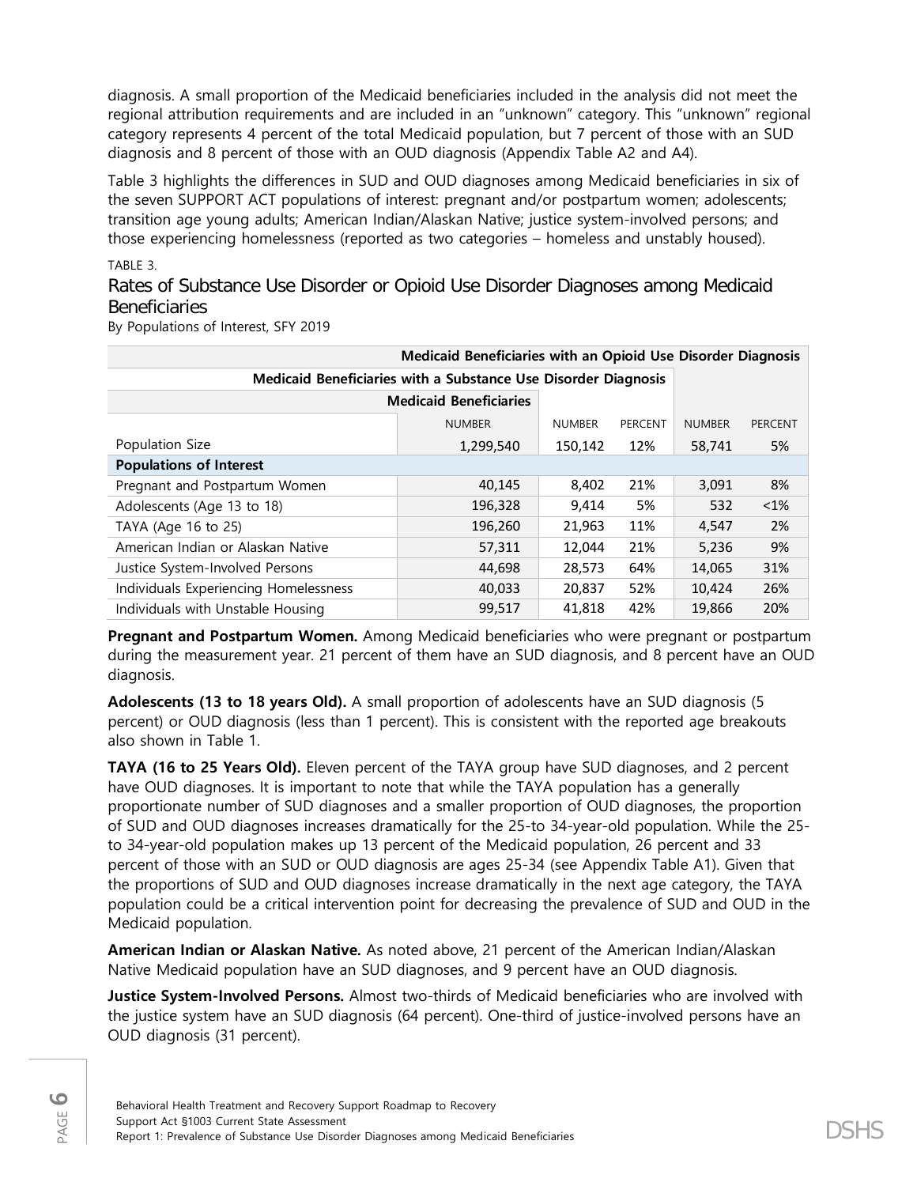diagnosis. A small proportion of the Medicaid beneficiaries included in the analysis did not meet the regional attribution requirements and are included in an "unknown" category. This "unknown" regional category represents 4 percent of the total Medicaid population, but 7 percent of those with an SUD diagnosis and 8 percent of those with an OUD diagnosis (Appendix Table A2 and A4).

Table 3 highlights the differences in SUD and OUD diagnoses among Medicaid beneficiaries in six of the seven SUPPORT ACT populations of interest: pregnant and/or postpartum women; adolescents; transition age young adults; American Indian/Alaskan Native; justice system-involved persons; and those experiencing homelessness (reported as two categories – homeless and unstably housed).

TABLE 3.

## Rates of Substance Use Disorder or Opioid Use Disorder Diagnoses among Medicaid Beneficiaries

By Populations of Interest, SFY 2019

| | Medicaid Beneficiaries | Medicaid Beneficiaries with a Substance Use Disorder Diagnosis | | Medicaid Beneficiaries with an Opioid Use Disorder Diagnosis | |
|---|---|---|---|---|---|
| | NUMBER | NUMBER | PERCENT | NUMBER | PERCENT |
| Population Size | 1,299,540 | 150,142 | 12% | 58,741 | 5% |
| **Populations of Interest** | | | | | |
| Pregnant and Postpartum Women | 40,145 | 8,402 | 21% | 3,091 | 8% |
| Adolescents (Age 13 to 18) | 196,328 | 9,414 | 5% | 532 | <1% |
| TAYA (Age 16 to 25) | 196,260 | 21,963 | 11% | 4,547 | 2% |
| American Indian or Alaskan Native | 57,311 | 12,044 | 21% | 5,236 | 9% |
| Justice System-Involved Persons | 44,698 | 28,573 | 64% | 14,065 | 31% |
| Individuals Experiencing Homelessness | 40,033 | 20,837 | 52% | 10,424 | 26% |
| Individuals with Unstable Housing | 99,517 | 41,818 | 42% | 19,866 | 20% |

**Pregnant and Postpartum Women.** Among Medicaid beneficiaries who were pregnant or postpartum during the measurement year. 21 percent of them have an SUD diagnosis, and 8 percent have an OUD diagnosis.

**Adolescents (13 to 18 years Old).** A small proportion of adolescents have an SUD diagnosis (5 percent) or OUD diagnosis (less than 1 percent). This is consistent with the reported age breakouts also shown in Table 1.

**TAYA (16 to 25 Years Old).** Eleven percent of the TAYA group have SUD diagnoses, and 2 percent have OUD diagnoses. It is important to note that while the TAYA population has a generally proportionate number of SUD diagnoses and a smaller proportion of OUD diagnoses, the proportion of SUD and OUD diagnoses increases dramatically for the 25-to 34-year-old population. While the 25-to 34-year-old population makes up 13 percent of the Medicaid population, 26 percent and 33 percent of those with an SUD or OUD diagnosis are ages 25-34 (see Appendix Table A1). Given that the proportions of SUD and OUD diagnoses increase dramatically in the next age category, the TAYA population could be a critical intervention point for decreasing the prevalence of SUD and OUD in the Medicaid population.

**American Indian or Alaskan Native.** As noted above, 21 percent of the American Indian/Alaskan Native Medicaid population have an SUD diagnoses, and 9 percent have an OUD diagnosis.

**Justice System-Involved Persons.** Almost two-thirds of Medicaid beneficiaries who are involved with the justice system have an SUD diagnosis (64 percent). One-third of justice-involved persons have an OUD diagnosis (31 percent).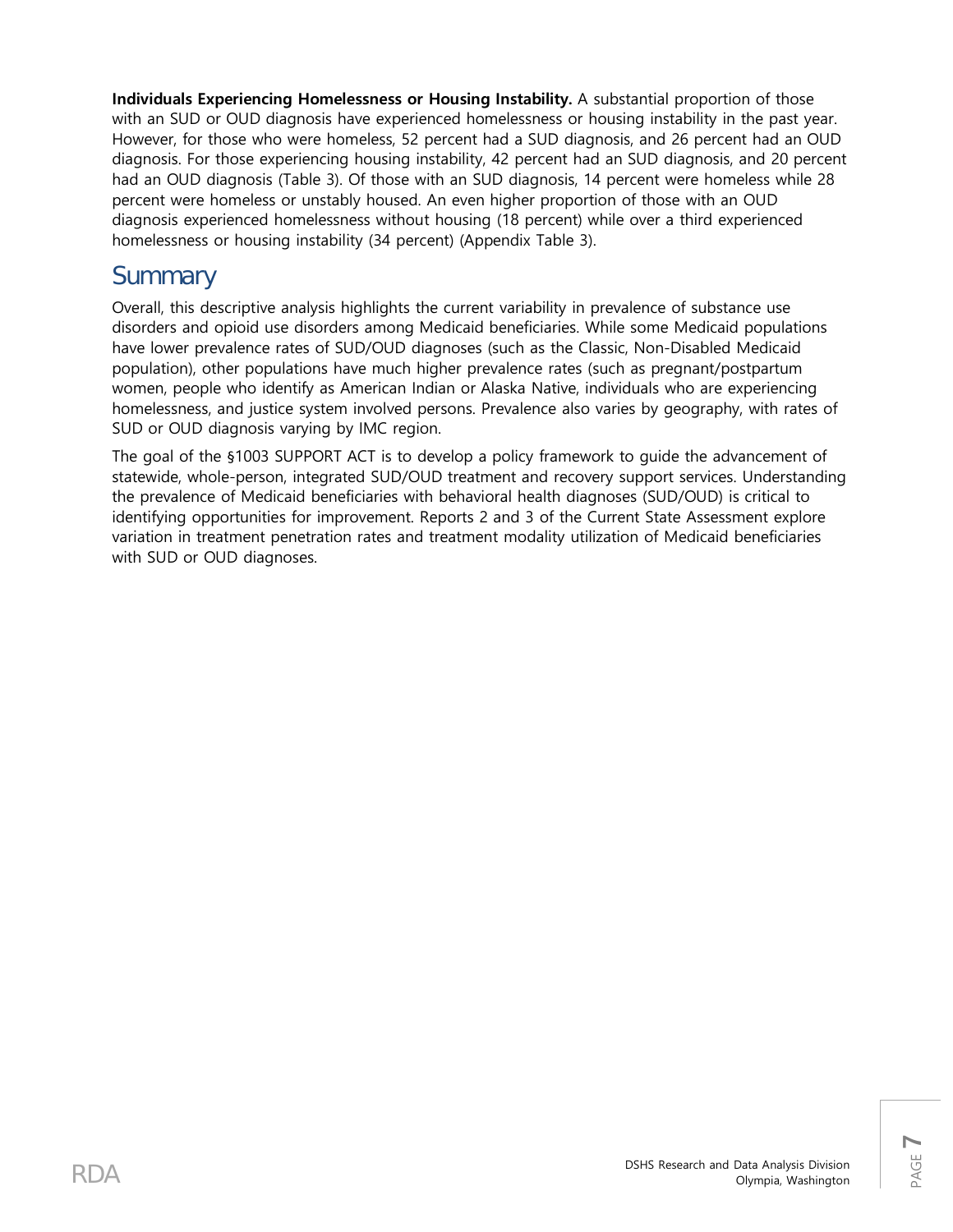**Individuals Experiencing Homelessness or Housing Instability.** A substantial proportion of those with an SUD or OUD diagnosis have experienced homelessness or housing instability in the past year. However, for those who were homeless, 52 percent had a SUD diagnosis, and 26 percent had an OUD diagnosis. For those experiencing housing instability, 42 percent had an SUD diagnosis, and 20 percent had an OUD diagnosis (Table 3). Of those with an SUD diagnosis, 14 percent were homeless while 28 percent were homeless or unstably housed. An even higher proportion of those with an OUD diagnosis experienced homelessness without housing (18 percent) while over a third experienced homelessness or housing instability (34 percent) (Appendix Table 3).

## Summary

Overall, this descriptive analysis highlights the current variability in prevalence of substance use disorders and opioid use disorders among Medicaid beneficiaries. While some Medicaid populations have lower prevalence rates of SUD/OUD diagnoses (such as the Classic, Non-Disabled Medicaid population), other populations have much higher prevalence rates (such as pregnant/postpartum women, people who identify as American Indian or Alaska Native, individuals who are experiencing homelessness, and justice system involved persons. Prevalence also varies by geography, with rates of SUD or OUD diagnosis varying by IMC region.

The goal of the §1003 SUPPORT ACT is to develop a policy framework to guide the advancement of statewide, whole-person, integrated SUD/OUD treatment and recovery support services. Understanding the prevalence of Medicaid beneficiaries with behavioral health diagnoses (SUD/OUD) is critical to identifying opportunities for improvement. Reports 2 and 3 of the Current State Assessment explore variation in treatment penetration rates and treatment modality utilization of Medicaid beneficiaries with SUD or OUD diagnoses.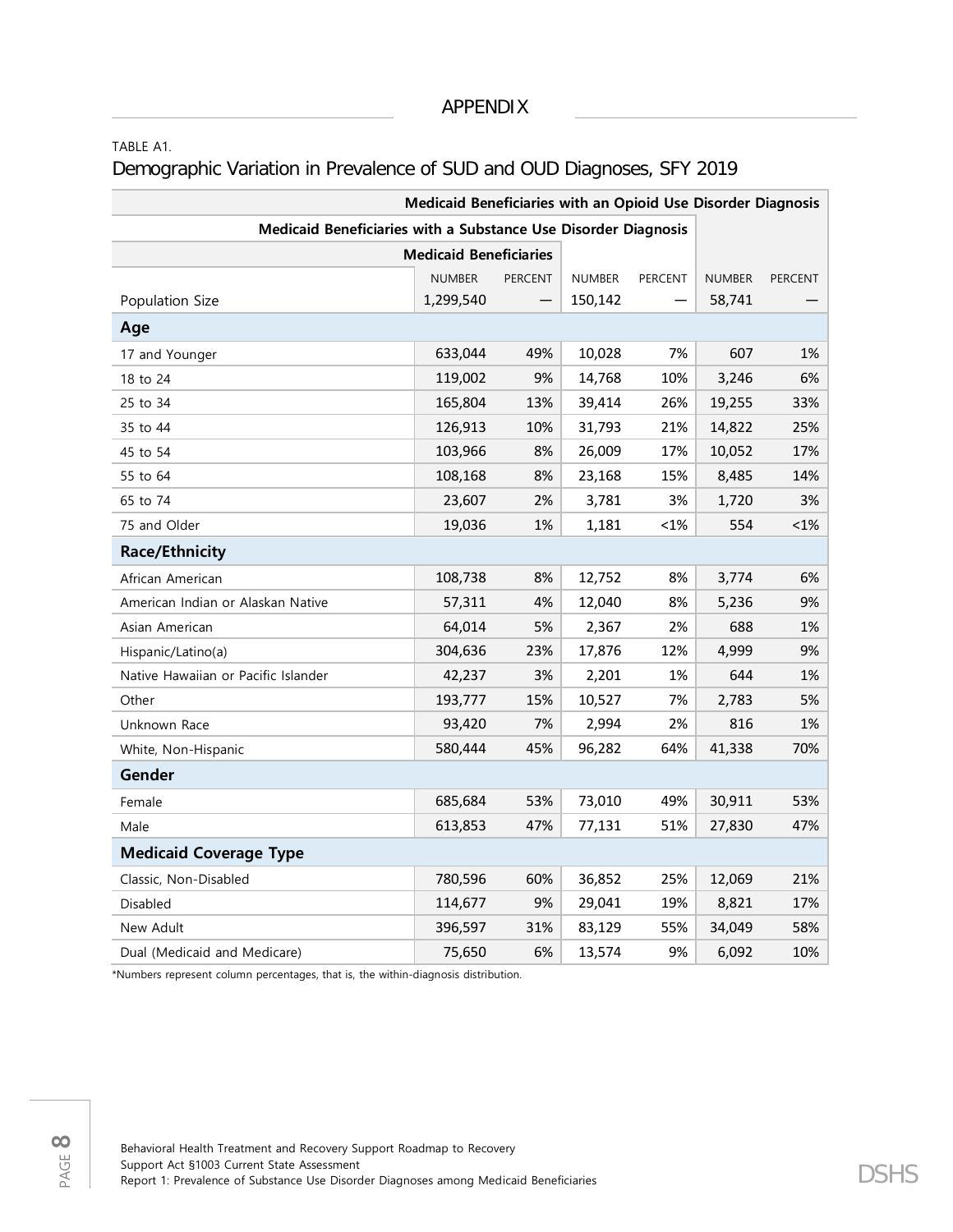# APPENDIX

TABLE A1.

## Demographic Variation in Prevalence of SUD and OUD Diagnoses, SFY 2019

| | Medicaid Beneficiaries | | Medicaid Beneficiaries with a Substance Use Disorder Diagnosis | | Medicaid Beneficiaries with an Opioid Use Disorder Diagnosis | |
|---|---|---|---|---|---|---|
| | NUMBER | PERCENT | NUMBER | PERCENT | NUMBER | PERCENT |
| Population Size | 1,299,540 | — | 150,142 | — | 58,741 | — |
| **Age** | | | | | | |
| 17 and Younger | 633,044 | 49% | 10,028 | 7% | 607 | 1% |
| 18 to 24 | 119,002 | 9% | 14,768 | 10% | 3,246 | 6% |
| 25 to 34 | 165,804 | 13% | 39,414 | 26% | 19,255 | 33% |
| 35 to 44 | 126,913 | 10% | 31,793 | 21% | 14,822 | 25% |
| 45 to 54 | 103,966 | 8% | 26,009 | 17% | 10,052 | 17% |
| 55 to 64 | 108,168 | 8% | 23,168 | 15% | 8,485 | 14% |
| 65 to 74 | 23,607 | 2% | 3,781 | 3% | 1,720 | 3% |
| 75 and Older | 19,036 | 1% | 1,181 | <1% | 554 | <1% |
| **Race/Ethnicity** | | | | | | |
| African American | 108,738 | 8% | 12,752 | 8% | 3,774 | 6% |
| American Indian or Alaskan Native | 57,311 | 4% | 12,040 | 8% | 5,236 | 9% |
| Asian American | 64,014 | 5% | 2,367 | 2% | 688 | 1% |
| Hispanic/Latino(a) | 304,636 | 23% | 17,876 | 12% | 4,999 | 9% |
| Native Hawaiian or Pacific Islander | 42,237 | 3% | 2,201 | 1% | 644 | 1% |
| Other | 193,777 | 15% | 10,527 | 7% | 2,783 | 5% |
| Unknown Race | 93,420 | 7% | 2,994 | 2% | 816 | 1% |
| White, Non-Hispanic | 580,444 | 45% | 96,282 | 64% | 41,338 | 70% |
| **Gender** | | | | | | |
| Female | 685,684 | 53% | 73,010 | 49% | 30,911 | 53% |
| Male | 613,853 | 47% | 77,131 | 51% | 27,830 | 47% |
| **Medicaid Coverage Type** | | | | | | |
| Classic, Non-Disabled | 780,596 | 60% | 36,852 | 25% | 12,069 | 21% |
| Disabled | 114,677 | 9% | 29,041 | 19% | 8,821 | 17% |
| New Adult | 396,597 | 31% | 83,129 | 55% | 34,049 | 58% |
| Dual (Medicaid and Medicare) | 75,650 | 6% | 13,574 | 9% | 6,092 | 10% |

*Numbers represent column percentages, that is, the within-diagnosis distribution.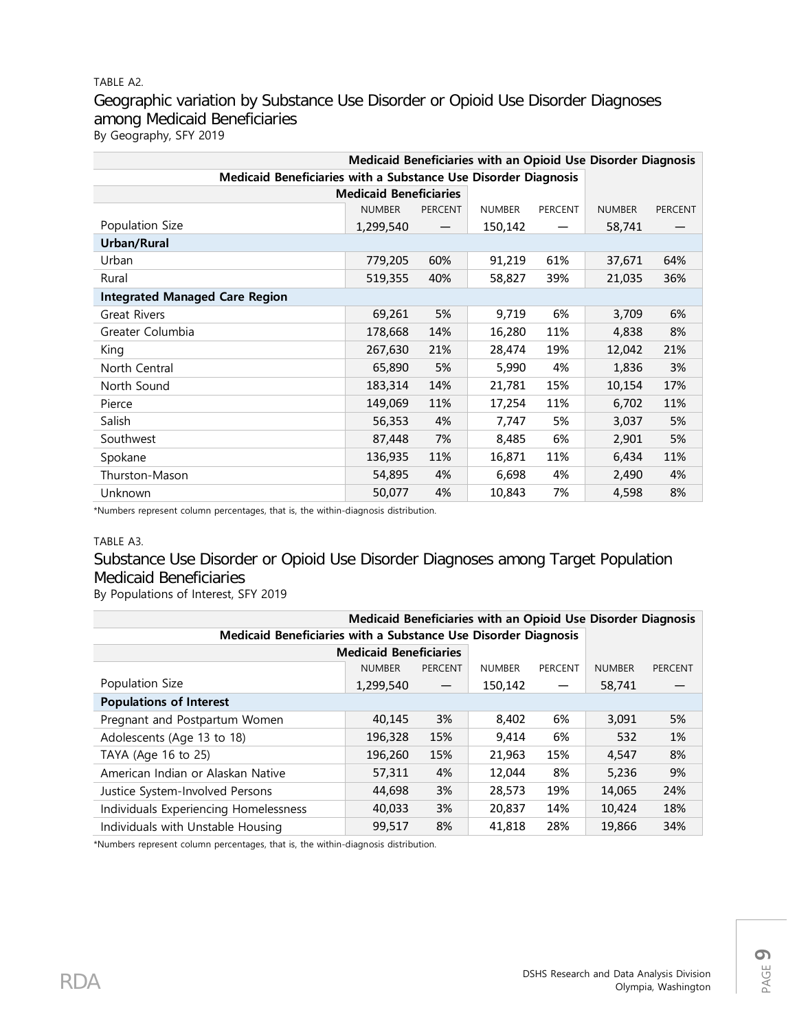TABLE A2.

## Geographic variation by Substance Use Disorder or Opioid Use Disorder Diagnoses among Medicaid Beneficiaries

By Geography, SFY 2019

| | Medicaid Beneficiaries | | Medicaid Beneficiaries with a Substance Use Disorder Diagnosis | | Medicaid Beneficiaries with an Opioid Use Disorder Diagnosis | |
|---|---|---|---|---|---|---|
| | NUMBER | PERCENT | NUMBER | PERCENT | NUMBER | PERCENT |
| Population Size | 1,299,540 | — | 150,142 | — | 58,741 | — |
| **Urban/Rural** | | | | | | |
| Urban | 779,205 | 60% | 91,219 | 61% | 37,671 | 64% |
| Rural | 519,355 | 40% | 58,827 | 39% | 21,035 | 36% |
| **Integrated Managed Care Region** | | | | | | |
| Great Rivers | 69,261 | 5% | 9,719 | 6% | 3,709 | 6% |
| Greater Columbia | 178,668 | 14% | 16,280 | 11% | 4,838 | 8% |
| King | 267,630 | 21% | 28,474 | 19% | 12,042 | 21% |
| North Central | 65,890 | 5% | 5,990 | 4% | 1,836 | 3% |
| North Sound | 183,314 | 14% | 21,781 | 15% | 10,154 | 17% |
| Pierce | 149,069 | 11% | 17,254 | 11% | 6,702 | 11% |
| Salish | 56,353 | 4% | 7,747 | 5% | 3,037 | 5% |
| Southwest | 87,448 | 7% | 8,485 | 6% | 2,901 | 5% |
| Spokane | 136,935 | 11% | 16,871 | 11% | 6,434 | 11% |
| Thurston-Mason | 54,895 | 4% | 6,698 | 4% | 2,490 | 4% |
| Unknown | 50,077 | 4% | 10,843 | 7% | 4,598 | 8% |

*Numbers represent column percentages, that is, the within-diagnosis distribution.

TABLE A3.

## Substance Use Disorder or Opioid Use Disorder Diagnoses among Target Population Medicaid Beneficiaries

By Populations of Interest, SFY 2019

| | Medicaid Beneficiaries | | Medicaid Beneficiaries with a Substance Use Disorder Diagnosis | | Medicaid Beneficiaries with an Opioid Use Disorder Diagnosis | |
|---|---|---|---|---|---|---|
| | NUMBER | PERCENT | NUMBER | PERCENT | NUMBER | PERCENT |
| Population Size | 1,299,540 | — | 150,142 | — | 58,741 | — |
| **Populations of Interest** | | | | | | |
| Pregnant and Postpartum Women | 40,145 | 3% | 8,402 | 6% | 3,091 | 5% |
| Adolescents (Age 13 to 18) | 196,328 | 15% | 9,414 | 6% | 532 | 1% |
| TAYA (Age 16 to 25) | 196,260 | 15% | 21,963 | 15% | 4,547 | 8% |
| American Indian or Alaskan Native | 57,311 | 4% | 12,044 | 8% | 5,236 | 9% |
| Justice System-Involved Persons | 44,698 | 3% | 28,573 | 19% | 14,065 | 24% |
| Individuals Experiencing Homelessness | 40,033 | 3% | 20,837 | 14% | 10,424 | 18% |
| Individuals with Unstable Housing | 99,517 | 8% | 41,818 | 28% | 19,866 | 34% |

*Numbers represent column percentages, that is, the within-diagnosis distribution.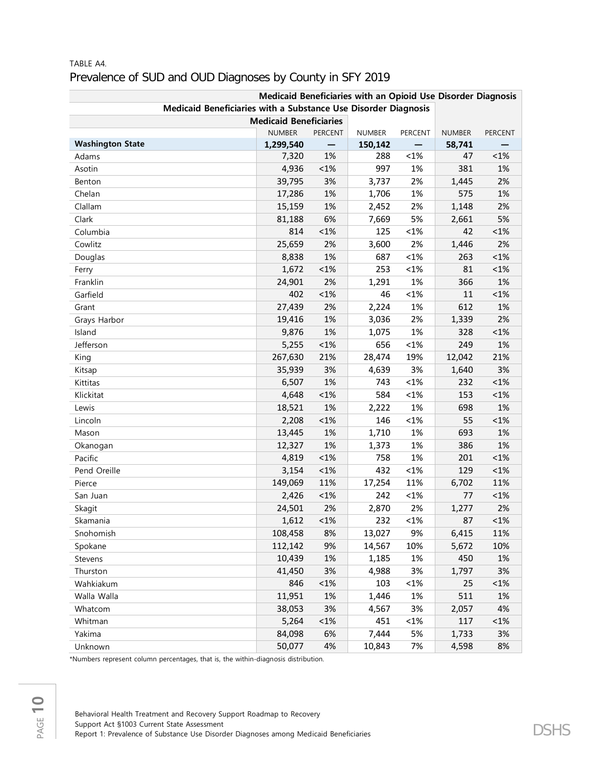TABLE A4.

## Prevalence of SUD and OUD Diagnoses by County in SFY 2019

| | Medicaid Beneficiaries | | Medicaid Beneficiaries with a Substance Use Disorder Diagnosis | | Medicaid Beneficiaries with an Opioid Use Disorder Diagnosis | |
|---|---|---|---|---|---|---|
| | NUMBER | PERCENT | NUMBER | PERCENT | NUMBER | PERCENT |
| **Washington State** | **1,299,540** | **—** | **150,142** | **—** | **58,741** | **—** |
| Adams | 7,320 | 1% | 288 | <1% | 47 | <1% |
| Asotin | 4,936 | <1% | 997 | 1% | 381 | 1% |
| Benton | 39,795 | 3% | 3,737 | 2% | 1,445 | 2% |
| Chelan | 17,286 | 1% | 1,706 | 1% | 575 | 1% |
| Clallam | 15,159 | 1% | 2,452 | 2% | 1,148 | 2% |
| Clark | 81,188 | 6% | 7,669 | 5% | 2,661 | 5% |
| Columbia | 814 | <1% | 125 | <1% | 42 | <1% |
| Cowlitz | 25,659 | 2% | 3,600 | 2% | 1,446 | 2% |
| Douglas | 8,838 | 1% | 687 | <1% | 263 | <1% |
| Ferry | 1,672 | <1% | 253 | <1% | 81 | <1% |
| Franklin | 24,901 | 2% | 1,291 | 1% | 366 | 1% |
| Garfield | 402 | <1% | 46 | <1% | 11 | <1% |
| Grant | 27,439 | 2% | 2,224 | 1% | 612 | 1% |
| Grays Harbor | 19,416 | 1% | 3,036 | 2% | 1,339 | 2% |
| Island | 9,876 | 1% | 1,075 | 1% | 328 | <1% |
| Jefferson | 5,255 | <1% | 656 | <1% | 249 | 1% |
| King | 267,630 | 21% | 28,474 | 19% | 12,042 | 21% |
| Kitsap | 35,939 | 3% | 4,639 | 3% | 1,640 | 3% |
| Kittitas | 6,507 | 1% | 743 | <1% | 232 | <1% |
| Klickitat | 4,648 | <1% | 584 | <1% | 153 | <1% |
| Lewis | 18,521 | 1% | 2,222 | 1% | 698 | 1% |
| Lincoln | 2,208 | <1% | 146 | <1% | 55 | <1% |
| Mason | 13,445 | 1% | 1,710 | 1% | 693 | 1% |
| Okanogan | 12,327 | 1% | 1,373 | 1% | 386 | 1% |
| Pacific | 4,819 | <1% | 758 | 1% | 201 | <1% |
| Pend Oreille | 3,154 | <1% | 432 | <1% | 129 | <1% |
| Pierce | 149,069 | 11% | 17,254 | 11% | 6,702 | 11% |
| San Juan | 2,426 | <1% | 242 | <1% | 77 | <1% |
| Skagit | 24,501 | 2% | 2,870 | 2% | 1,277 | 2% |
| Skamania | 1,612 | <1% | 232 | <1% | 87 | <1% |
| Snohomish | 108,458 | 8% | 13,027 | 9% | 6,415 | 11% |
| Spokane | 112,142 | 9% | 14,567 | 10% | 5,672 | 10% |
| Stevens | 10,439 | 1% | 1,185 | 1% | 450 | 1% |
| Thurston | 41,450 | 3% | 4,988 | 3% | 1,797 | 3% |
| Wahkiakum | 846 | <1% | 103 | <1% | 25 | <1% |
| Walla Walla | 11,951 | 1% | 1,446 | 1% | 511 | 1% |
| Whatcom | 38,053 | 3% | 4,567 | 3% | 2,057 | 4% |
| Whitman | 5,264 | <1% | 451 | <1% | 117 | <1% |
| Yakima | 84,098 | 6% | 7,444 | 5% | 1,733 | 3% |
| Unknown | 50,077 | 4% | 10,843 | 7% | 4,598 | 8% |

*Numbers represent column percentages, that is, the within-diagnosis distribution.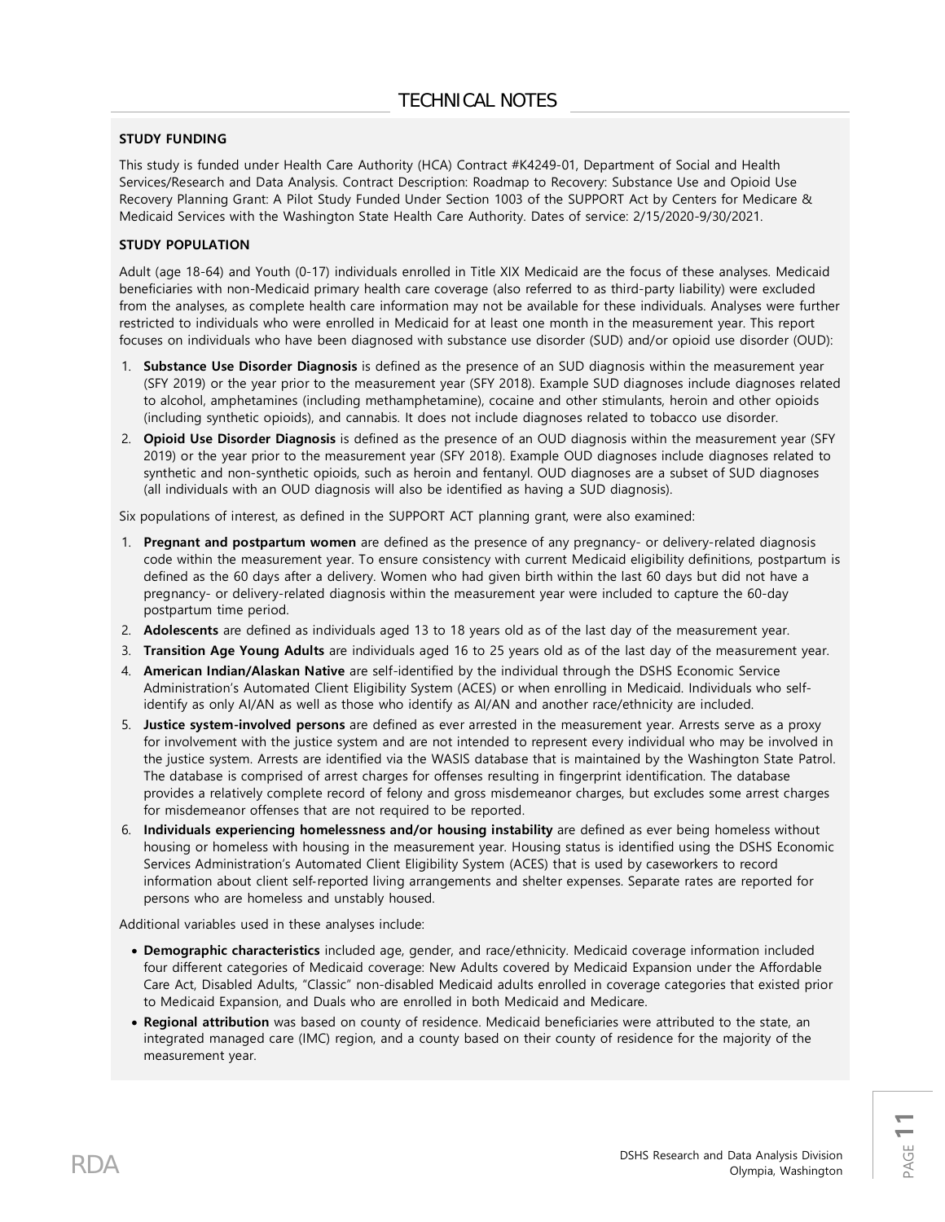# TECHNICAL NOTES

**STUDY FUNDING**

This study is funded under Health Care Authority (HCA) Contract #K4249-01, Department of Social and Health Services/Research and Data Analysis. Contract Description: Roadmap to Recovery: Substance Use and Opioid Use Recovery Planning Grant: A Pilot Study Funded Under Section 1003 of the SUPPORT Act by Centers for Medicare & Medicaid Services with the Washington State Health Care Authority. Dates of service: 2/15/2020-9/30/2021.

**STUDY POPULATION**

Adult (age 18-64) and Youth (0-17) individuals enrolled in Title XIX Medicaid are the focus of these analyses. Medicaid beneficiaries with non-Medicaid primary health care coverage (also referred to as third-party liability) were excluded from the analyses, as complete health care information may not be available for these individuals. Analyses were further restricted to individuals who were enrolled in Medicaid for at least one month in the measurement year. This report focuses on individuals who have been diagnosed with substance use disorder (SUD) and/or opioid use disorder (OUD):

1. **Substance Use Disorder Diagnosis** is defined as the presence of an SUD diagnosis within the measurement year (SFY 2019) or the year prior to the measurement year (SFY 2018). Example SUD diagnoses include diagnoses related to alcohol, amphetamines (including methamphetamine), cocaine and other stimulants, heroin and other opioids (including synthetic opioids), and cannabis. It does not include diagnoses related to tobacco use disorder.
2. **Opioid Use Disorder Diagnosis** is defined as the presence of an OUD diagnosis within the measurement year (SFY 2019) or the year prior to the measurement year (SFY 2018). Example OUD diagnoses include diagnoses related to synthetic and non-synthetic opioids, such as heroin and fentanyl. OUD diagnoses are a subset of SUD diagnoses (all individuals with an OUD diagnosis will also be identified as having a SUD diagnosis).

Six populations of interest, as defined in the SUPPORT ACT planning grant, were also examined:

1. **Pregnant and postpartum women** are defined as the presence of any pregnancy- or delivery-related diagnosis code within the measurement year. To ensure consistency with current Medicaid eligibility definitions, postpartum is defined as the 60 days after a delivery. Women who had given birth within the last 60 days but did not have a pregnancy- or delivery-related diagnosis within the measurement year were included to capture the 60-day postpartum time period.
2. **Adolescents** are defined as individuals aged 13 to 18 years old as of the last day of the measurement year.
3. **Transition Age Young Adults** are individuals aged 16 to 25 years old as of the last day of the measurement year.
4. **American Indian/Alaskan Native** are self-identified by the individual through the DSHS Economic Service Administration's Automated Client Eligibility System (ACES) or when enrolling in Medicaid. Individuals who self-identify as only AI/AN as well as those who identify as AI/AN and another race/ethnicity are included.
5. **Justice system-involved persons** are defined as ever arrested in the measurement year. Arrests serve as a proxy for involvement with the justice system and are not intended to represent every individual who may be involved in the justice system. Arrests are identified via the WASIS database that is maintained by the Washington State Patrol. The database is comprised of arrest charges for offenses resulting in fingerprint identification. The database provides a relatively complete record of felony and gross misdemeanor charges, but excludes some arrest charges for misdemeanor offenses that are not required to be reported.
6. **Individuals experiencing homelessness and/or housing instability** are defined as ever being homeless without housing or homeless with housing in the measurement year. Housing status is identified using the DSHS Economic Services Administration's Automated Client Eligibility System (ACES) that is used by caseworkers to record information about client self-reported living arrangements and shelter expenses. Separate rates are reported for persons who are homeless and unstably housed.

Additional variables used in these analyses include:

- **Demographic characteristics** included age, gender, and race/ethnicity. Medicaid coverage information included four different categories of Medicaid coverage: New Adults covered by Medicaid Expansion under the Affordable Care Act, Disabled Adults, "Classic" non-disabled Medicaid adults enrolled in coverage categories that existed prior to Medicaid Expansion, and Duals who are enrolled in both Medicaid and Medicare.
- **Regional attribution** was based on county of residence. Medicaid beneficiaries were attributed to the state, an integrated managed care (IMC) region, and a county based on their county of residence for the majority of the measurement year.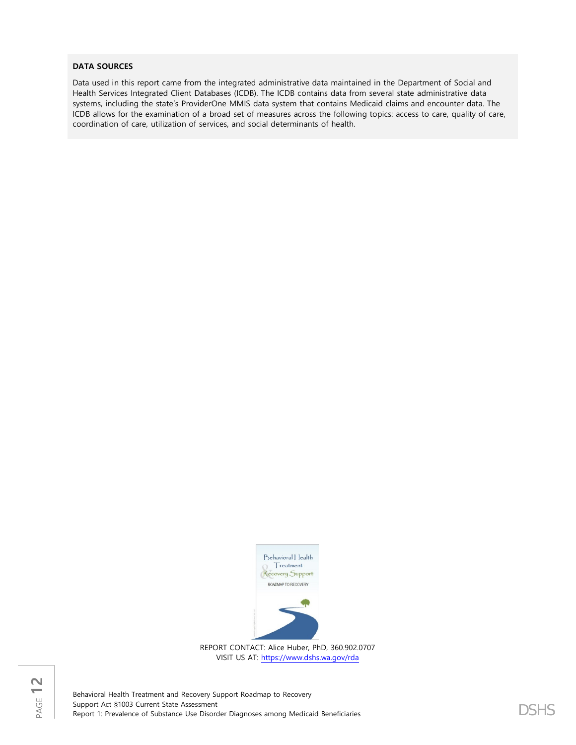**DATA SOURCES**

Data used in this report came from the integrated administrative data maintained in the Department of Social and Health Services Integrated Client Databases (ICDB). The ICDB contains data from several state administrative data systems, including the state's ProviderOne MMIS data system that contains Medicaid claims and encounter data. The ICDB allows for the examination of a broad set of measures across the following topics: access to care, quality of care, coordination of care, utilization of services, and social determinants of health.

REPORT CONTACT: Alice Huber, PhD, 360.902.0707

VISIT US AT: https://www.dshs.wa.gov/rda